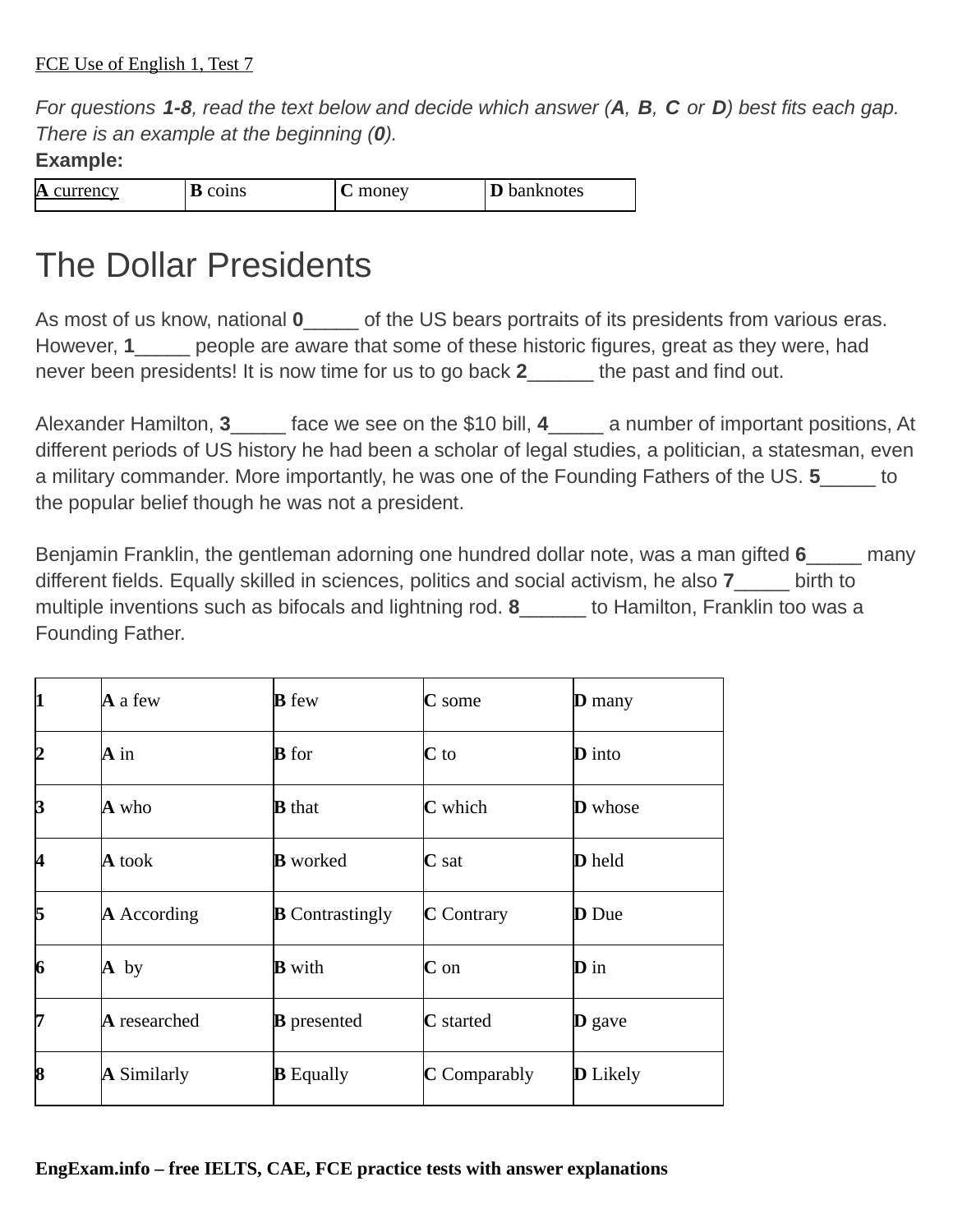FCE Use of English 1, Test 7

*For questions **1-8**, read the text below and decide which answer (**A**, **B**, **C** or **D**) best fits each gap. There is an example at the beginning (**0**).*

**Example:**

| **A** currency | **B** coins | **C** money | **D** banknotes |
|---|---|---|---|

# The Dollar Presidents

As most of us know, national **0**_____ of the US bears portraits of its presidents from various eras. However, **1**_____ people are aware that some of these historic figures, great as they were, had never been presidents! It is now time for us to go back **2**______ the past and find out.

Alexander Hamilton, **3**_____ face we see on the $10 bill, **4**_____ a number of important positions, At different periods of US history he had been a scholar of legal studies, a politician, a statesman, even a military commander. More importantly, he was one of the Founding Fathers of the US. **5**_____ to the popular belief though he was not a president.

Benjamin Franklin, the gentleman adorning one hundred dollar note, was a man gifted **6**_____ many different fields. Equally skilled in sciences, politics and social activism, he also **7**_____ birth to multiple inventions such as bifocals and lightning rod. **8**______ to Hamilton, Franklin too was a Founding Father.

| | | | | |
|---|---|---|---|---|
| **1** | **A** a few | **B** few | **C** some | **D** many |
| **2** | **A** in | **B** for | **C** to | **D** into |
| **3** | **A** who | **B** that | **C** which | **D** whose |
| **4** | **A** took | **B** worked | **C** sat | **D** held |
| **5** | **A** According | **B** Contrastingly | **C** Contrary | **D** Due |
| **6** | **A** by | **B** with | **C** on | **D** in |
| **7** | **A** researched | **B** presented | **C** started | **D** gave |
| **8** | **A** Similarly | **B** Equally | **C** Comparably | **D** Likely |

**EngExam.info – free IELTS, CAE, FCE practice tests with answer explanations**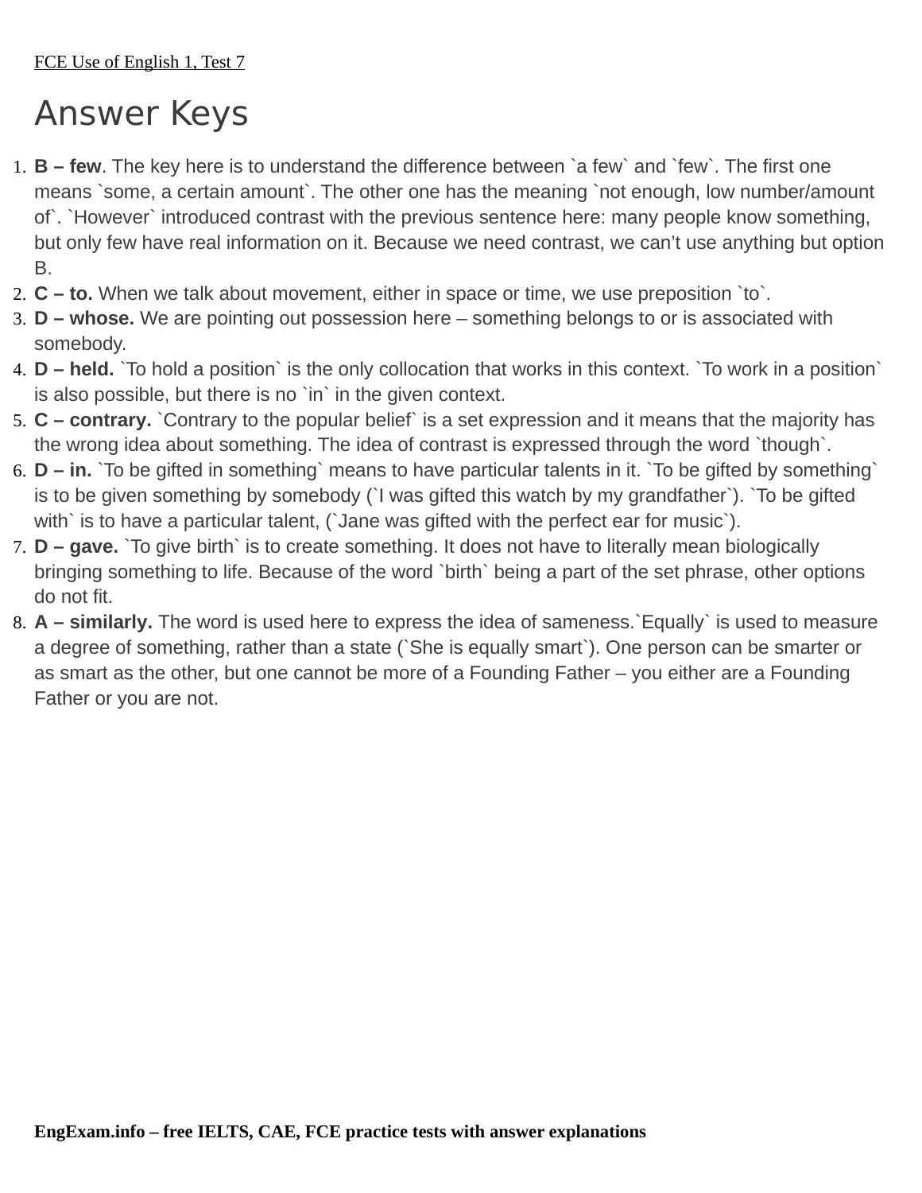FCE Use of English 1, Test 7

# Answer Keys

1. **B – few**. The key here is to understand the difference between `a few` and `few`. The first one means `some, a certain amount`. The other one has the meaning `not enough, low number/amount of`. `However` introduced contrast with the previous sentence here: many people know something, but only few have real information on it. Because we need contrast, we can't use anything but option B.
2. **C – to.** When we talk about movement, either in space or time, we use preposition `to`.
3. **D – whose.** We are pointing out possession here – something belongs to or is associated with somebody.
4. **D – held.** `To hold a position` is the only collocation that works in this context. `To work in a position` is also possible, but there is no `in` in the given context.
5. **C – contrary.** `Contrary to the popular belief` is a set expression and it means that the majority has the wrong idea about something. The idea of contrast is expressed through the word `though`.
6. **D – in.** `To be gifted in something` means to have particular talents in it. `To be gifted by something` is to be given something by somebody (`I was gifted this watch by my grandfather`). `To be gifted with` is to have a particular talent, (`Jane was gifted with the perfect ear for music`).
7. **D – gave.** `To give birth` is to create something. It does not have to literally mean biologically bringing something to life. Because of the word `birth` being a part of the set phrase, other options do not fit.
8. **A – similarly.** The word is used here to express the idea of sameness.`Equally` is used to measure a degree of something, rather than a state (`She is equally smart`). One person can be smarter or as smart as the other, but one cannot be more of a Founding Father – you either are a Founding Father or you are not.

**EngExam.info – free IELTS, CAE, FCE practice tests with answer explanations**